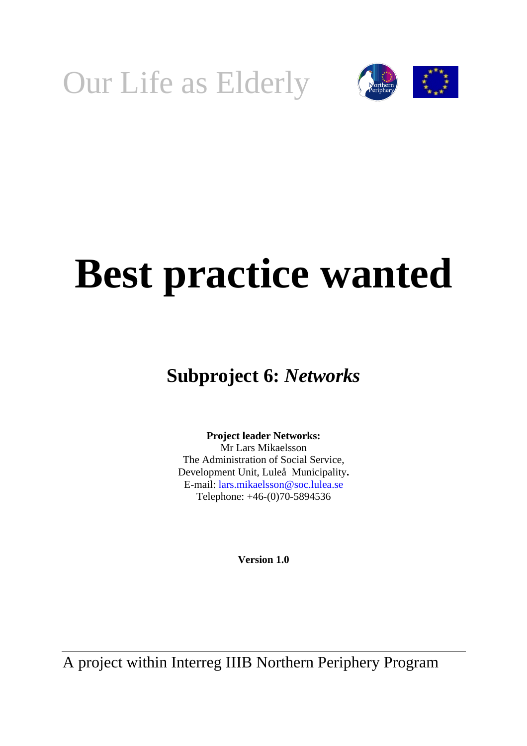Our Life as Elderly

# Best practice wanted

## Subproject 6: *Networks*

**Project leader Networks:**
Mr Lars Mikaelsson
The Administration of Social Service,
Development Unit, Luleå Municipality**.**
E-mail: lars.mikaelsson@soc.lulea.se
Telephone: +46-(0)70-5894536

**Version 1.0**

A project within Interreg IIIB Northern Periphery Program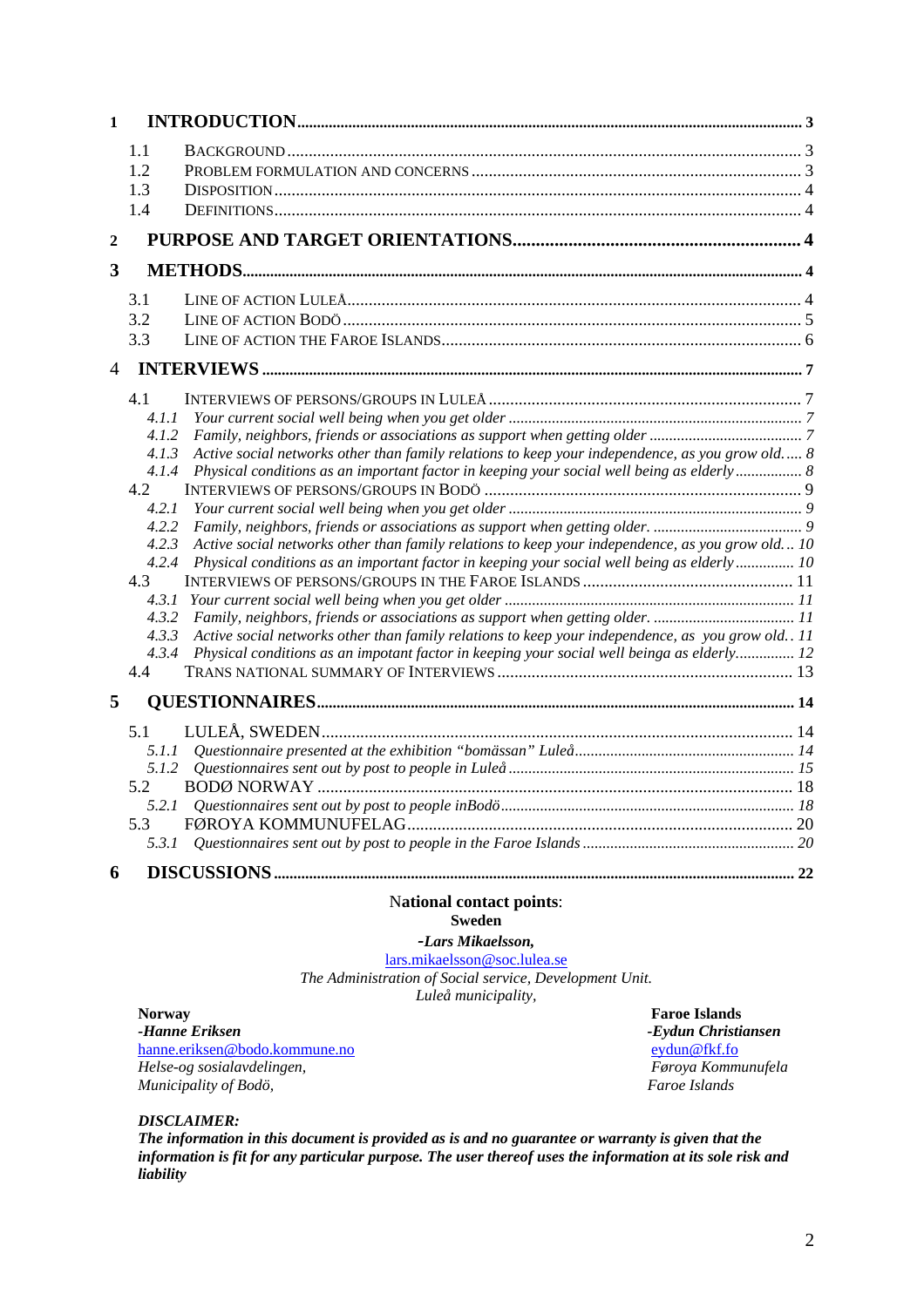1 INTRODUCTION .......... 3

- 1.1 BACKGROUND .......... 3
- 1.2 PROBLEM FORMULATION AND CONCERNS .......... 3
- 1.3 DISPOSITION .......... 4
- 1.4 DEFINITIONS .......... 4

2 PURPOSE AND TARGET ORIENTATIONS .......... 4

3 METHODS .......... 4

- 3.1 LINE OF ACTION LULEÅ .......... 4
- 3.2 LINE OF ACTION BODÖ .......... 5
- 3.3 LINE OF ACTION THE FAROE ISLANDS .......... 6

4 INTERVIEWS .......... 7

- 4.1 INTERVIEWS OF PERSONS/GROUPS IN LULEÅ .......... 7
  - *4.1.1 Your current social well being when you get older .......... 7*
  - *4.1.2 Family, neighbors, friends or associations as support when getting older .......... 7*
  - *4.1.3 Active social networks other than family relations to keep your independence, as you grow old. .......... 8*
  - *4.1.4 Physical conditions as an important factor in keeping your social well being as elderly .......... 8*
- 4.2 INTERVIEWS OF PERSONS/GROUPS IN BODÖ .......... 9
  - *4.2.1 Your current social well being when you get older .......... 9*
  - *4.2.2 Family, neighbors, friends or associations as support when getting older. .......... 9*
  - *4.2.3 Active social networks other than family relations to keep your independence, as you grow old. .......... 10*
  - *4.2.4 Physical conditions as an important factor in keeping your social well being as elderly .......... 10*
- 4.3 INTERVIEWS OF PERSONS/GROUPS IN THE FAROE ISLANDS .......... 11
  - *4.3.1 Your current social well being when you get older .......... 11*
  - *4.3.2 Family, neighbors, friends or associations as support when getting older. .......... 11*
  - *4.3.3 Active social networks other than family relations to keep your independence, as you grow old. .......... 11*
  - *4.3.4 Physical conditions as an impotant factor in keeping your social well beinga as elderly. .......... 12*
- 4.4 TRANS NATIONAL SUMMARY OF INTERVIEWS .......... 13

5 QUESTIONNAIRES .......... 14

- 5.1 LULEÅ, SWEDEN .......... 14
  - *5.1.1 Questionnaire presented at the exhibition "bomässan" Luleå .......... 14*
  - *5.1.2 Questionnaires sent out by post to people in Luleå .......... 15*
- 5.2 BODØ NORWAY .......... 18
  - *5.2.1 Questionnaires sent out by post to people inBodö .......... 18*
- 5.3 FØROYA KOMMUNUFELAG .......... 20
  - *5.3.1 Questionnaires sent out by post to people in the Faroe Islands .......... 20*

6 DISCUSSIONS .......... 22

**National contact points**:

**Sweden**

***-Lars Mikaelsson,***
lars.mikaelsson@soc.lulea.se
*The Administration of Social service, Development Unit.*
*Luleå municipality,*

**Norway**
***-Hanne Eriksen***
hanne.eriksen@bodo.kommune.no
*Helse-og sosialavdelingen,*
*Municipality of Bodö,*

**Faroe Islands**
***-Eydun Christiansen***
eydun@fkf.fo
*Føroya Kommunufela*
*Faroe Islands*

***DISCLAIMER:***
***The information in this document is provided as is and no guarantee or warranty is given that the information is fit for any particular purpose. The user thereof uses the information at its sole risk and liability***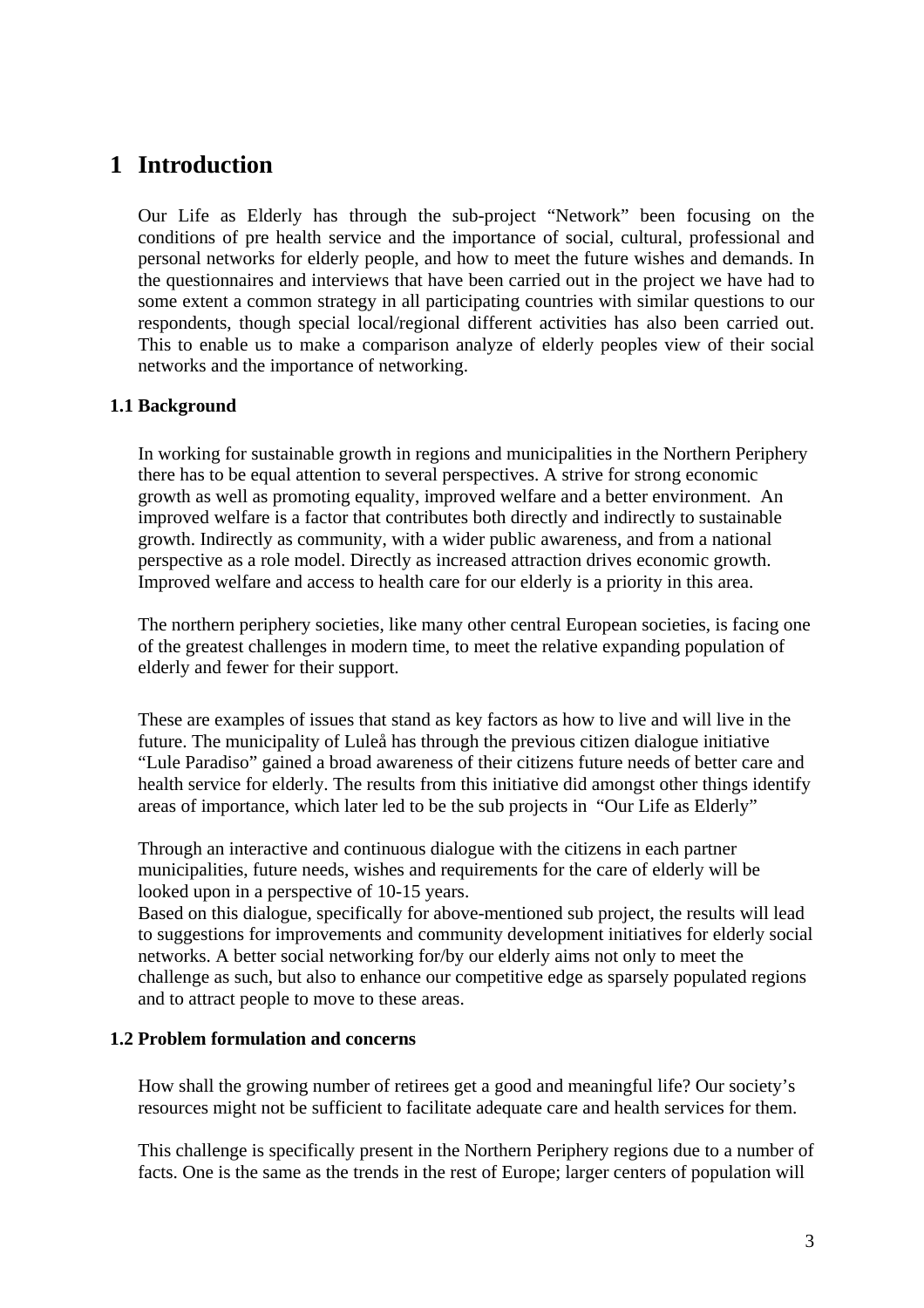# 1 Introduction

Our Life as Elderly has through the sub-project "Network" been focusing on the conditions of pre health service and the importance of social, cultural, professional and personal networks for elderly people, and how to meet the future wishes and demands. In the questionnaires and interviews that have been carried out in the project we have had to some extent a common strategy in all participating countries with similar questions to our respondents, though special local/regional different activities has also been carried out. This to enable us to make a comparison analyze of elderly peoples view of their social networks and the importance of networking.

## 1.1 Background

In working for sustainable growth in regions and municipalities in the Northern Periphery there has to be equal attention to several perspectives. A strive for strong economic growth as well as promoting equality, improved welfare and a better environment. An improved welfare is a factor that contributes both directly and indirectly to sustainable growth. Indirectly as community, with a wider public awareness, and from a national perspective as a role model. Directly as increased attraction drives economic growth. Improved welfare and access to health care for our elderly is a priority in this area.

The northern periphery societies, like many other central European societies, is facing one of the greatest challenges in modern time, to meet the relative expanding population of elderly and fewer for their support.

These are examples of issues that stand as key factors as how to live and will live in the future. The municipality of Luleå has through the previous citizen dialogue initiative "Lule Paradiso" gained a broad awareness of their citizens future needs of better care and health service for elderly. The results from this initiative did amongst other things identify areas of importance, which later led to be the sub projects in "Our Life as Elderly"

Through an interactive and continuous dialogue with the citizens in each partner municipalities, future needs, wishes and requirements for the care of elderly will be looked upon in a perspective of 10-15 years.
Based on this dialogue, specifically for above-mentioned sub project, the results will lead to suggestions for improvements and community development initiatives for elderly social networks. A better social networking for/by our elderly aims not only to meet the challenge as such, but also to enhance our competitive edge as sparsely populated regions and to attract people to move to these areas.

## 1.2 Problem formulation and concerns

How shall the growing number of retirees get a good and meaningful life? Our society's resources might not be sufficient to facilitate adequate care and health services for them.

This challenge is specifically present in the Northern Periphery regions due to a number of facts. One is the same as the trends in the rest of Europe; larger centers of population will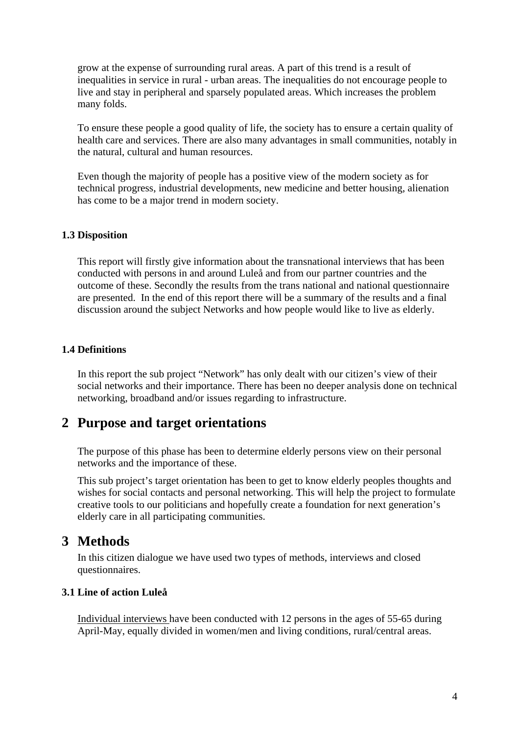grow at the expense of surrounding rural areas. A part of this trend is a result of inequalities in service in rural - urban areas. The inequalities do not encourage people to live and stay in peripheral and sparsely populated areas. Which increases the problem many folds.

To ensure these people a good quality of life, the society has to ensure a certain quality of health care and services. There are also many advantages in small communities, notably in the natural, cultural and human resources.

Even though the majority of people has a positive view of the modern society as for technical progress, industrial developments, new medicine and better housing, alienation has come to be a major trend in modern society.

### 1.3 Disposition

This report will firstly give information about the transnational interviews that has been conducted with persons in and around Luleå and from our partner countries and the outcome of these. Secondly the results from the trans national and national questionnaire are presented. In the end of this report there will be a summary of the results and a final discussion around the subject Networks and how people would like to live as elderly.

### 1.4 Definitions

In this report the sub project "Network" has only dealt with our citizen's view of their social networks and their importance. There has been no deeper analysis done on technical networking, broadband and/or issues regarding to infrastructure.

# 2 Purpose and target orientations

The purpose of this phase has been to determine elderly persons view on their personal networks and the importance of these.

This sub project's target orientation has been to get to know elderly peoples thoughts and wishes for social contacts and personal networking. This will help the project to formulate creative tools to our politicians and hopefully create a foundation for next generation's elderly care in all participating communities.

# 3 Methods

In this citizen dialogue we have used two types of methods, interviews and closed questionnaires.

### 3.1 Line of action Luleå

<u>Individual interviews</u> have been conducted with 12 persons in the ages of 55-65 during April-May, equally divided in women/men and living conditions, rural/central areas.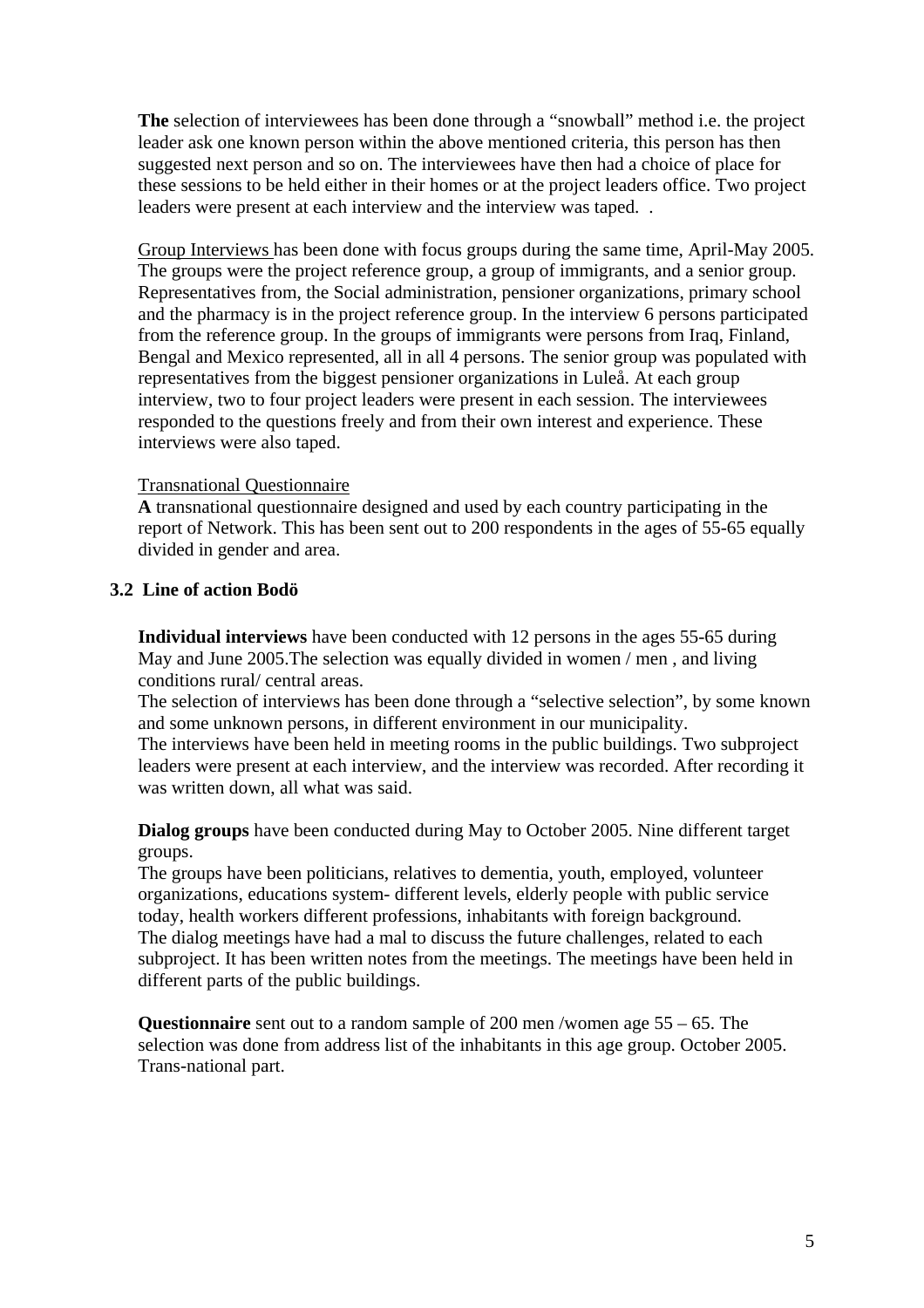**The** selection of interviewees has been done through a "snowball" method i.e. the project leader ask one known person within the above mentioned criteria, this person has then suggested next person and so on. The interviewees have then had a choice of place for these sessions to be held either in their homes or at the project leaders office. Two project leaders were present at each interview and the interview was taped.  .

<u>Group Interviews</u> has been done with focus groups during the same time, April-May 2005. The groups were the project reference group, a group of immigrants, and a senior group. Representatives from, the Social administration, pensioner organizations, primary school and the pharmacy is in the project reference group. In the interview 6 persons participated from the reference group. In the groups of immigrants were persons from Iraq, Finland, Bengal and Mexico represented, all in all 4 persons. The senior group was populated with representatives from the biggest pensioner organizations in Luleå. At each group interview, two to four project leaders were present in each session. The interviewees responded to the questions freely and from their own interest and experience. These interviews were also taped.

<u>Transnational Questionnaire</u>

**A** transnational questionnaire designed and used by each country participating in the report of Network. This has been sent out to 200 respondents in the ages of 55-65 equally divided in gender and area.

### 3.2 Line of action Bodö

**Individual interviews** have been conducted with 12 persons in the ages 55-65 during May and June 2005.The selection was equally divided in women / men , and living conditions rural/ central areas.

The selection of interviews has been done through a "selective selection", by some known and some unknown persons, in different environment in our municipality.

The interviews have been held in meeting rooms in the public buildings. Two subproject leaders were present at each interview, and the interview was recorded. After recording it was written down, all what was said.

**Dialog groups** have been conducted during May to October 2005. Nine different target groups.

The groups have been politicians, relatives to dementia, youth, employed, volunteer organizations, educations system- different levels, elderly people with public service today, health workers different professions, inhabitants with foreign background.

The dialog meetings have had a mal to discuss the future challenges, related to each subproject. It has been written notes from the meetings. The meetings have been held in different parts of the public buildings.

**Questionnaire** sent out to a random sample of 200 men /women age 55 – 65. The selection was done from address list of the inhabitants in this age group. October 2005. Trans-national part.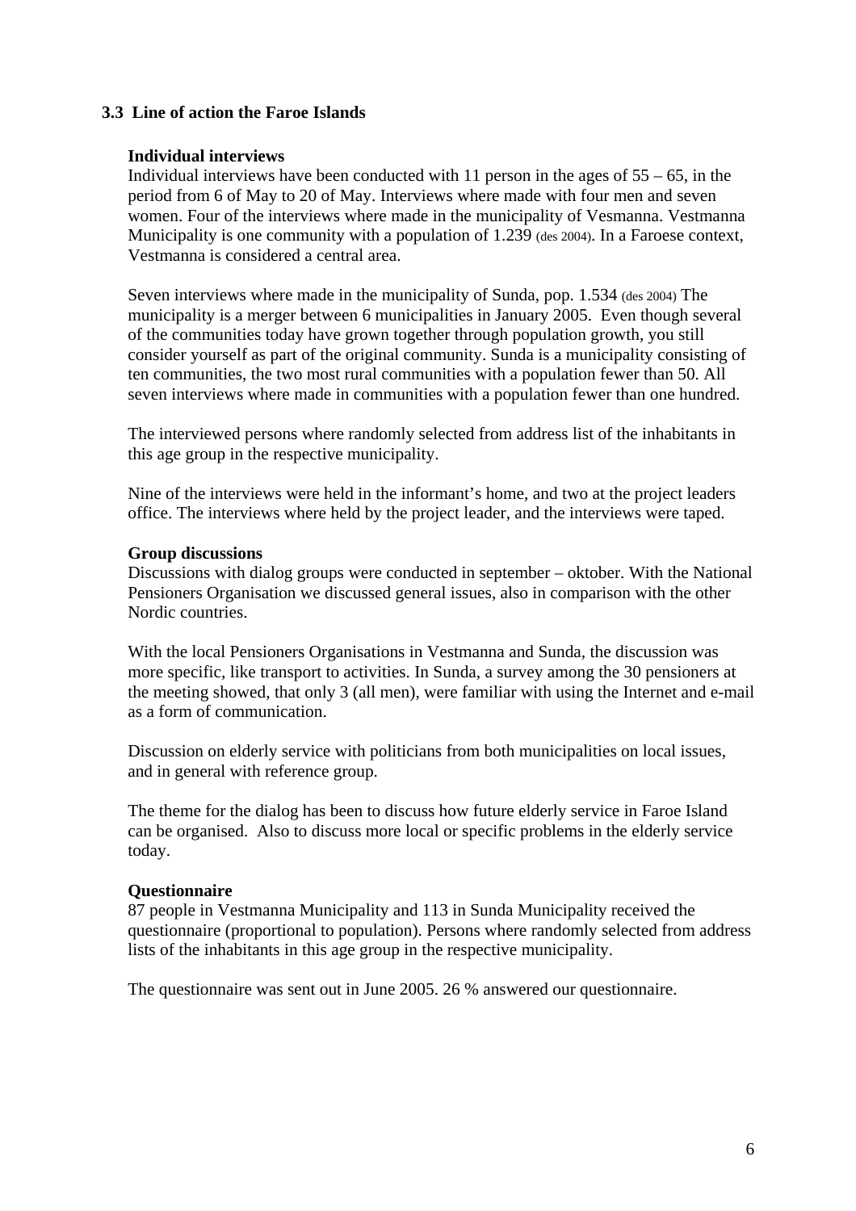### 3.3 Line of action the Faroe Islands

**Individual interviews**

Individual interviews have been conducted with 11 person in the ages of 55 – 65, in the period from 6 of May to 20 of May. Interviews where made with four men and seven women. Four of the interviews where made in the municipality of Vesmanna. Vestmanna Municipality is one community with a population of 1.239 (des 2004). In a Faroese context, Vestmanna is considered a central area.

Seven interviews where made in the municipality of Sunda, pop. 1.534 (des 2004) The municipality is a merger between 6 municipalities in January 2005. Even though several of the communities today have grown together through population growth, you still consider yourself as part of the original community. Sunda is a municipality consisting of ten communities, the two most rural communities with a population fewer than 50. All seven interviews where made in communities with a population fewer than one hundred.

The interviewed persons where randomly selected from address list of the inhabitants in this age group in the respective municipality.

Nine of the interviews were held in the informant's home, and two at the project leaders office. The interviews where held by the project leader, and the interviews were taped.

**Group discussions**

Discussions with dialog groups were conducted in september – oktober. With the National Pensioners Organisation we discussed general issues, also in comparison with the other Nordic countries.

With the local Pensioners Organisations in Vestmanna and Sunda, the discussion was more specific, like transport to activities. In Sunda, a survey among the 30 pensioners at the meeting showed, that only 3 (all men), were familiar with using the Internet and e-mail as a form of communication.

Discussion on elderly service with politicians from both municipalities on local issues, and in general with reference group.

The theme for the dialog has been to discuss how future elderly service in Faroe Island can be organised. Also to discuss more local or specific problems in the elderly service today.

**Questionnaire**

87 people in Vestmanna Municipality and 113 in Sunda Municipality received the questionnaire (proportional to population). Persons where randomly selected from address lists of the inhabitants in this age group in the respective municipality.

The questionnaire was sent out in June 2005. 26 % answered our questionnaire.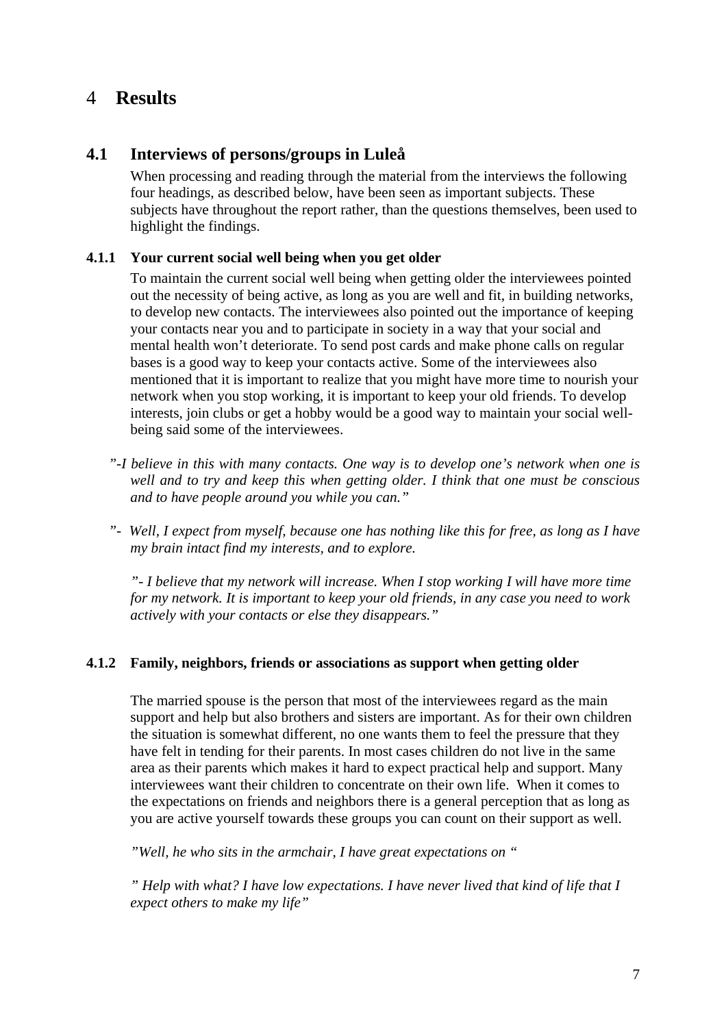# 4 Results

## 4.1 Interviews of persons/groups in Luleå

When processing and reading through the material from the interviews the following four headings, as described below, have been seen as important subjects. These subjects have throughout the report rather, than the questions themselves, been used to highlight the findings.

### 4.1.1 Your current social well being when you get older

To maintain the current social well being when getting older the interviewees pointed out the necessity of being active, as long as you are well and fit, in building networks, to develop new contacts. The interviewees also pointed out the importance of keeping your contacts near you and to participate in society in a way that your social and mental health won't deteriorate. To send post cards and make phone calls on regular bases is a good way to keep your contacts active. Some of the interviewees also mentioned that it is important to realize that you might have more time to nourish your network when you stop working, it is important to keep your old friends. To develop interests, join clubs or get a hobby would be a good way to maintain your social well-being said some of the interviewees.

*"-I believe in this with many contacts. One way is to develop one's network when one is well and to try and keep this when getting older. I think that one must be conscious and to have people around you while you can."*

*"- Well, I expect from myself, because one has nothing like this for free, as long as I have my brain intact find my interests, and to explore.*

*"- I believe that my network will increase. When I stop working I will have more time for my network. It is important to keep your old friends, in any case you need to work actively with your contacts or else they disappears."*

### 4.1.2 Family, neighbors, friends or associations as support when getting older

The married spouse is the person that most of the interviewees regard as the main support and help but also brothers and sisters are important. As for their own children the situation is somewhat different, no one wants them to feel the pressure that they have felt in tending for their parents. In most cases children do not live in the same area as their parents which makes it hard to expect practical help and support. Many interviewees want their children to concentrate on their own life. When it comes to the expectations on friends and neighbors there is a general perception that as long as you are active yourself towards these groups you can count on their support as well.

*"Well, he who sits in the armchair, I have great expectations on "*

*" Help with what? I have low expectations. I have never lived that kind of life that I expect others to make my life"*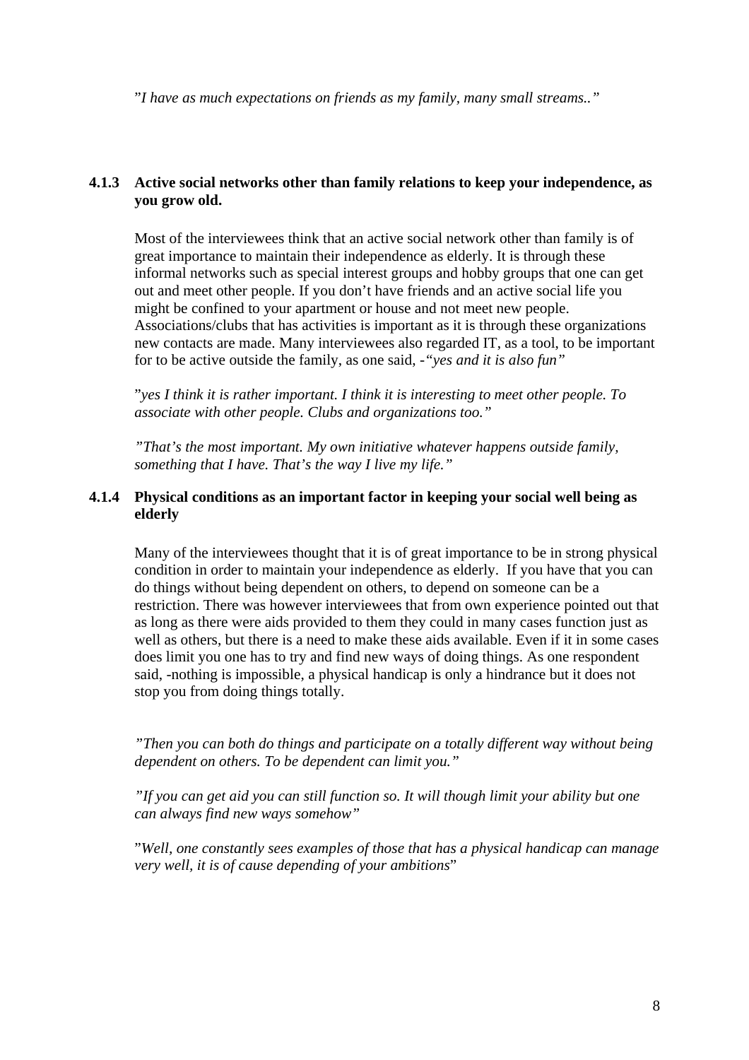*"I have as much expectations on friends as my family, many small streams.."*

### 4.1.3 Active social networks other than family relations to keep your independence, as you grow old.

Most of the interviewees think that an active social network other than family is of great importance to maintain their independence as elderly. It is through these informal networks such as special interest groups and hobby groups that one can get out and meet other people. If you don't have friends and an active social life you might be confined to your apartment or house and not meet new people. Associations/clubs that has activities is important as it is through these organizations new contacts are made. Many interviewees also regarded IT, as a tool, to be important for to be active outside the family, as one said, -*"yes and it is also fun"*

*"yes I think it is rather important. I think it is interesting to meet other people. To associate with other people. Clubs and organizations too."*

*"That's the most important. My own initiative whatever happens outside family, something that I have. That's the way I live my life."*

### 4.1.4 Physical conditions as an important factor in keeping your social well being as elderly

Many of the interviewees thought that it is of great importance to be in strong physical condition in order to maintain your independence as elderly. If you have that you can do things without being dependent on others, to depend on someone can be a restriction. There was however interviewees that from own experience pointed out that as long as there were aids provided to them they could in many cases function just as well as others, but there is a need to make these aids available. Even if it in some cases does limit you one has to try and find new ways of doing things. As one respondent said, -nothing is impossible, a physical handicap is only a hindrance but it does not stop you from doing things totally.

*"Then you can both do things and participate on a totally different way without being dependent on others. To be dependent can limit you."*

*"If you can get aid you can still function so. It will though limit your ability but one can always find new ways somehow"*

*"Well, one constantly sees examples of those that has a physical handicap can manage very well, it is of cause depending of your ambitions"*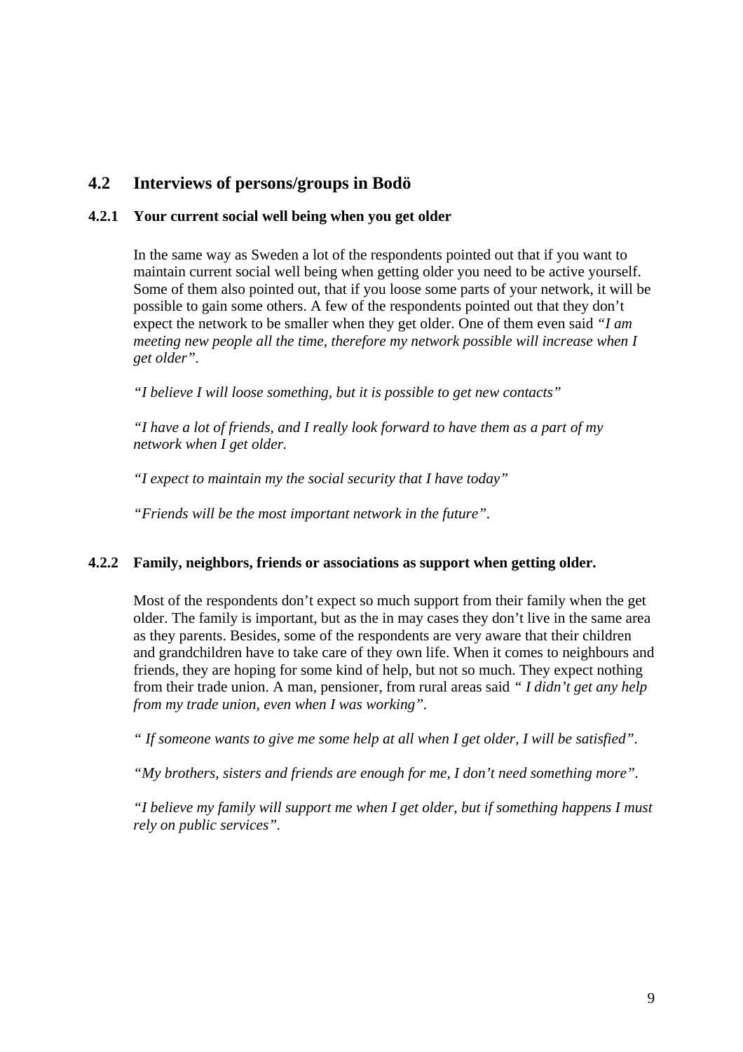## 4.2 Interviews of persons/groups in Bodö

### 4.2.1 Your current social well being when you get older

In the same way as Sweden a lot of the respondents pointed out that if you want to maintain current social well being when getting older you need to be active yourself. Some of them also pointed out, that if you loose some parts of your network, it will be possible to gain some others. A few of the respondents pointed out that they don't expect the network to be smaller when they get older. One of them even said *"I am meeting new people all the time, therefore my network possible will increase when I get older"*.

*"I believe I will loose something, but it is possible to get new contacts"*

*"I have a lot of friends, and I really look forward to have them as a part of my network when I get older.*

*"I expect to maintain my the social security that I have today"*

*"Friends will be the most important network in the future"*.

### 4.2.2 Family, neighbors, friends or associations as support when getting older.

Most of the respondents don't expect so much support from their family when the get older. The family is important, but as the in may cases they don't live in the same area as they parents. Besides, some of the respondents are very aware that their children and grandchildren have to take care of they own life. When it comes to neighbours and friends, they are hoping for some kind of help, but not so much. They expect nothing from their trade union. A man, pensioner, from rural areas said *" I didn't get any help from my trade union, even when I was working"*.

*" If someone wants to give me some help at all when I get older, I will be satisfied"*.

*"My brothers, sisters and friends are enough for me, I don't need something more"*.

*"I believe my family will support me when I get older, but if something happens I must rely on public services"*.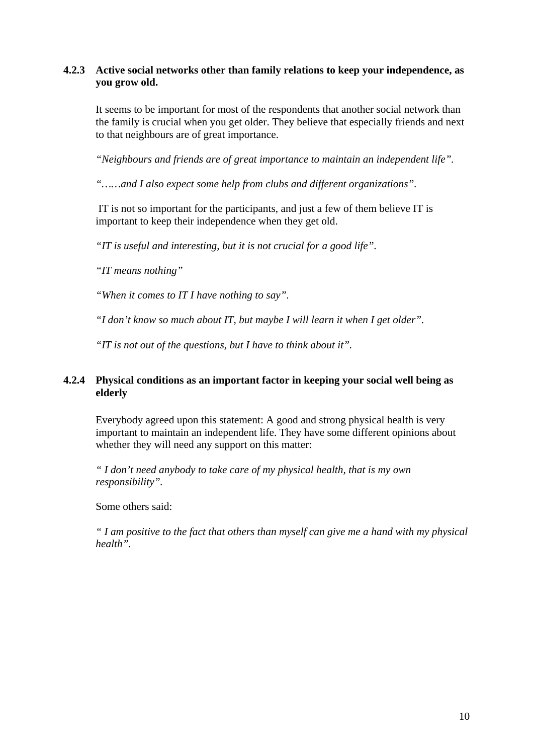#### 4.2.3 Active social networks other than family relations to keep your independence, as you grow old.

It seems to be important for most of the respondents that another social network than the family is crucial when you get older. They believe that especially friends and next to that neighbours are of great importance.

*"Neighbours and friends are of great importance to maintain an independent life".*

*"……and I also expect some help from clubs and different organizations".*

IT is not so important for the participants, and just a few of them believe IT is important to keep their independence when they get old.

*"IT is useful and interesting, but it is not crucial for a good life".*

*"IT means nothing"*

*"When it comes to IT I have nothing to say".*

*"I don't know so much about IT, but maybe I will learn it when I get older".*

*"IT is not out of the questions, but I have to think about it".*

#### 4.2.4 Physical conditions as an important factor in keeping your social well being as elderly

Everybody agreed upon this statement: A good and strong physical health is very important to maintain an independent life. They have some different opinions about whether they will need any support on this matter:

*" I don't need anybody to take care of my physical health, that is my own responsibility".*

Some others said:

*" I am positive to the fact that others than myself can give me a hand with my physical health".*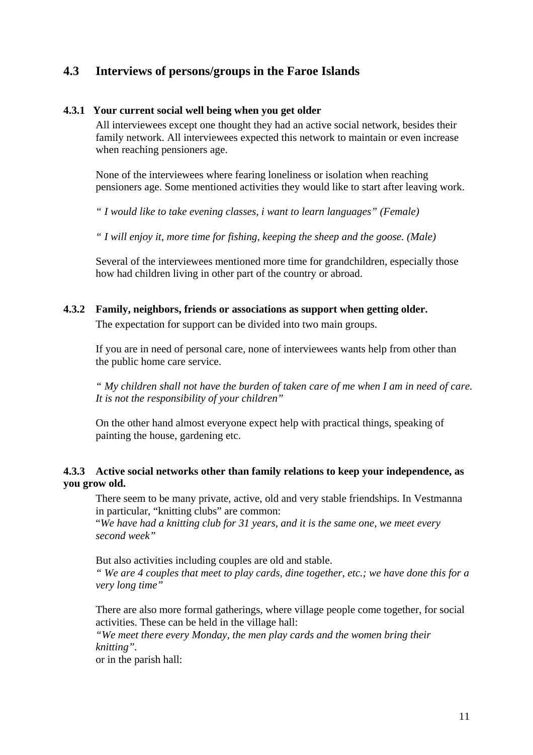## 4.3 Interviews of persons/groups in the Faroe Islands

### 4.3.1 Your current social well being when you get older

All interviewees except one thought they had an active social network, besides their family network. All interviewees expected this network to maintain or even increase when reaching pensioners age.

None of the interviewees where fearing loneliness or isolation when reaching pensioners age. Some mentioned activities they would like to start after leaving work.

*" I would like to take evening classes, i want to learn languages" (Female)*

*" I will enjoy it, more time for fishing, keeping the sheep and the goose. (Male)*

Several of the interviewees mentioned more time for grandchildren, especially those how had children living in other part of the country or abroad.

### 4.3.2 Family, neighbors, friends or associations as support when getting older.

The expectation for support can be divided into two main groups.

If you are in need of personal care, none of interviewees wants help from other than the public home care service.

*" My children shall not have the burden of taken care of me when I am in need of care. It is not the responsibility of your children"*

On the other hand almost everyone expect help with practical things, speaking of painting the house, gardening etc.

### 4.3.3 Active social networks other than family relations to keep your independence, as you grow old.

There seem to be many private, active, old and very stable friendships. In Vestmanna in particular, "knitting clubs" are common:
"*We have had a knitting club for 31 years, and it is the same one, we meet every second week"*

But also activities including couples are old and stable.
*" We are 4 couples that meet to play cards, dine together, etc.; we have done this for a very long time"*

There are also more formal gatherings, where village people come together, for social activities. These can be held in the village hall:
*"We meet there every Monday, the men play cards and the women bring their knitting".*
or in the parish hall: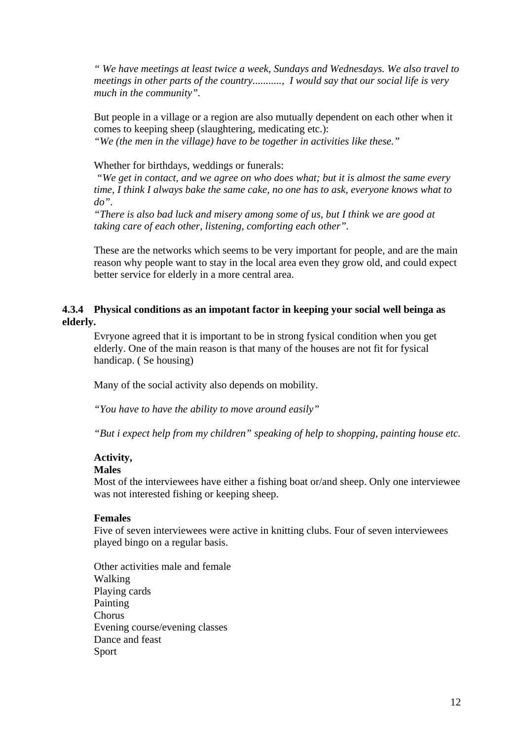*" We have meetings at least twice a week, Sundays and Wednesdays. We also travel to meetings in other parts of the country..........., I would say that our social life is very much in the community".*

But people in a village or a region are also mutually dependent on each other when it comes to keeping sheep (slaughtering, medicating etc.):
*"We (the men in the village) have to be together in activities like these."*

Whether for birthdays, weddings or funerals:
*"We get in contact, and we agree on who does what; but it is almost the same every time, I think I always bake the same cake, no one has to ask, everyone knows what to do".*
*"There is also bad luck and misery among some of us, but I think we are good at taking care of each other, listening, comforting each other".*

These are the networks which seems to be very important for people, and are the main reason why people want to stay in the local area even they grow old, and could expect better service for elderly in a more central area.

### 4.3.4 Physical conditions as an impotant factor in keeping your social well beinga as elderly.

Evryone agreed that it is important to be in strong fysical condition when you get elderly. One of the main reason is that many of the houses are not fit for fysical handicap. ( Se housing)

Many of the social activity also depends on mobility.

*"You have to have the ability to move around easily"*

*"But i expect help from my children" speaking of help to shopping, painting house etc.*

**Activity,**

**Males**

Most of the interviewees have either a fishing boat or/and sheep. Only one interviewee was not interested fishing or keeping sheep.

**Females**

Five of seven interviewees were active in knitting clubs. Four of seven interviewees played bingo on a regular basis.

Other activities male and female
Walking
Playing cards
Painting
Chorus
Evening course/evening classes
Dance and feast
Sport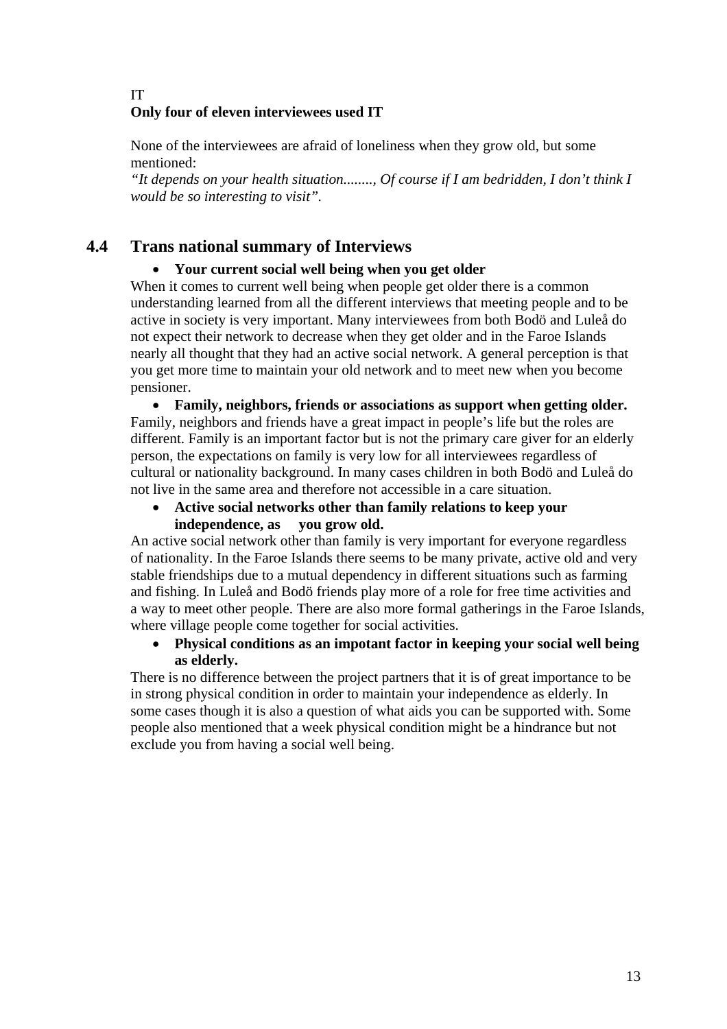IT

**Only four of eleven interviewees used IT**

None of the interviewees are afraid of loneliness when they grow old, but some mentioned:

*"It depends on your health situation........, Of course if I am bedridden, I don't think I would be so interesting to visit".*

## 4.4 Trans national summary of Interviews

- **Your current social well being when you get older**

When it comes to current well being when people get older there is a common understanding learned from all the different interviews that meeting people and to be active in society is very important. Many interviewees from both Bodö and Luleå do not expect their network to decrease when they get older and in the Faroe Islands nearly all thought that they had an active social network. A general perception is that you get more time to maintain your old network and to meet new when you become pensioner.

- **Family, neighbors, friends or associations as support when getting older.**

Family, neighbors and friends have a great impact in people's life but the roles are different. Family is an important factor but is not the primary care giver for an elderly person, the expectations on family is very low for all interviewees regardless of cultural or nationality background. In many cases children in both Bodö and Luleå do not live in the same area and therefore not accessible in a care situation.

- **Active social networks other than family relations to keep your independence, as you grow old.**

An active social network other than family is very important for everyone regardless of nationality. In the Faroe Islands there seems to be many private, active old and very stable friendships due to a mutual dependency in different situations such as farming and fishing. In Luleå and Bodö friends play more of a role for free time activities and a way to meet other people. There are also more formal gatherings in the Faroe Islands, where village people come together for social activities.

- **Physical conditions as an impotant factor in keeping your social well being as elderly.**

There is no difference between the project partners that it is of great importance to be in strong physical condition in order to maintain your independence as elderly. In some cases though it is also a question of what aids you can be supported with. Some people also mentioned that a week physical condition might be a hindrance but not exclude you from having a social well being.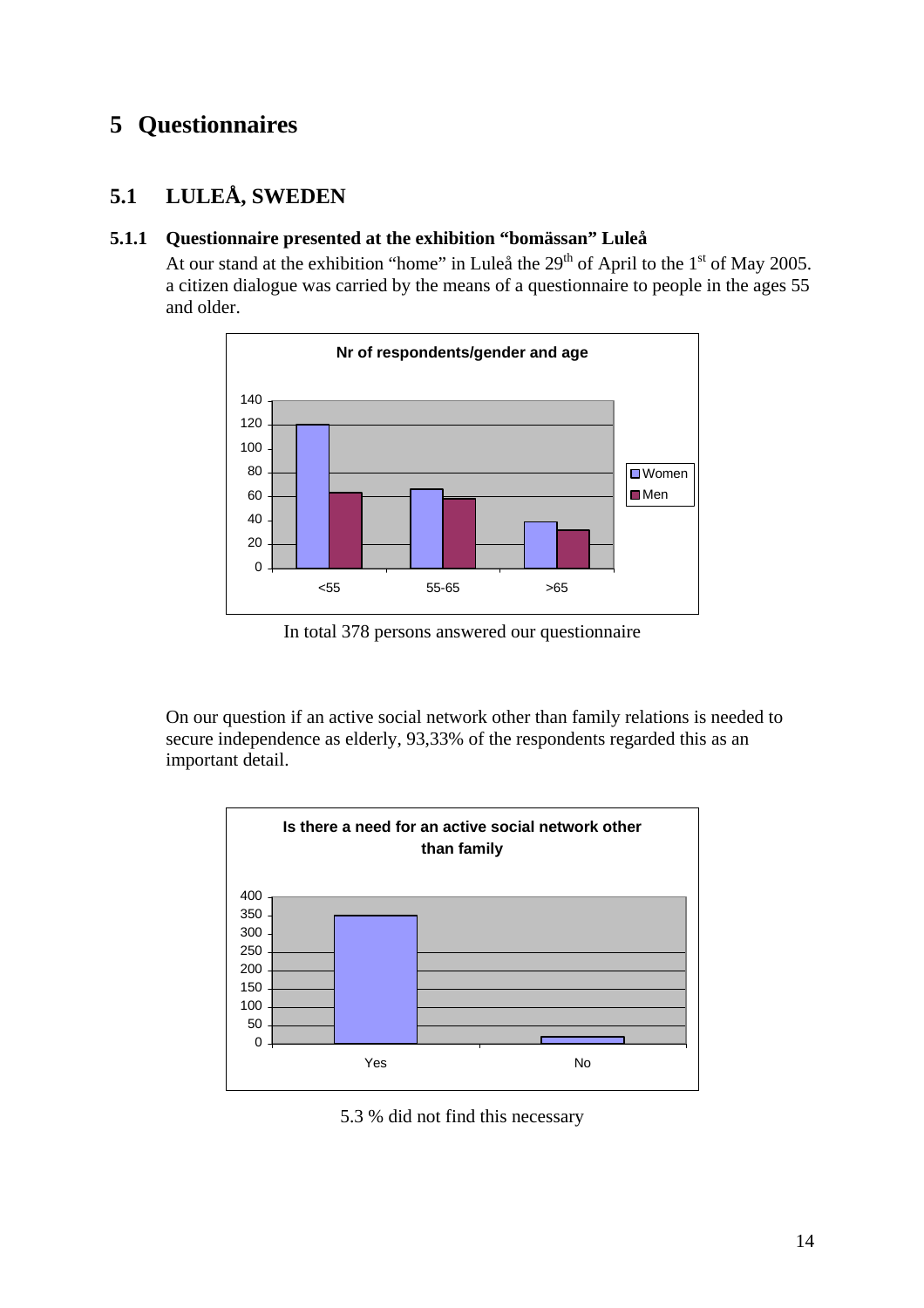# 5 Questionnaires

## 5.1 LULEÅ, SWEDEN

### 5.1.1 Questionnaire presented at the exhibition "bomässan" Luleå

At our stand at the exhibition "home" in Luleå the 29th of April to the 1st of May 2005. a citizen dialogue was carried by the means of a questionnaire to people in the ages 55 and older.

**Nr of respondents/gender and age**

In total 378 persons answered our questionnaire

On our question if an active social network other than family relations is needed to secure independence as elderly, 93,33% of the respondents regarded this as an important detail.

**Is there a need for an active social network other than family**

5.3 % did not find this necessary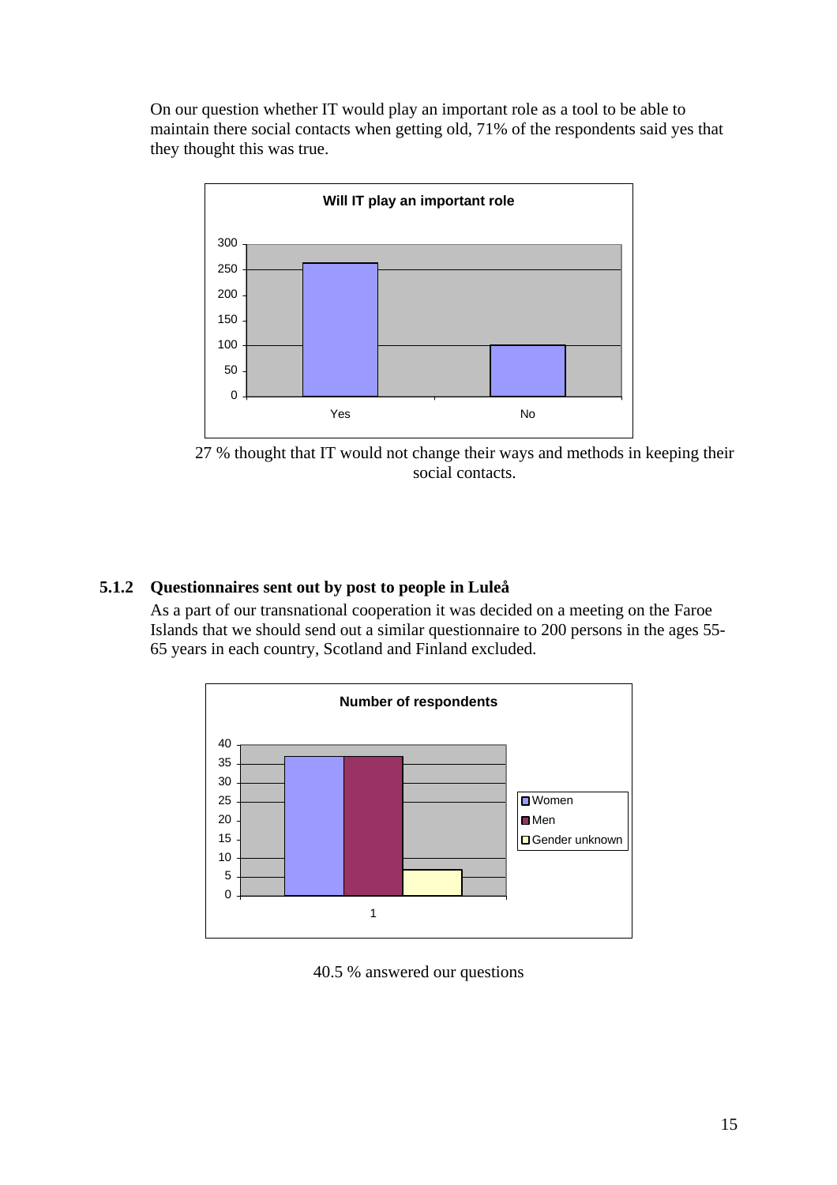On our question whether IT would play an important role as a tool to be able to maintain there social contacts when getting old, 71% of the respondents said yes that they thought this was true.

**Will IT play an important role**

27 % thought that IT would not change their ways and methods in keeping their social contacts.

### 5.1.2 Questionnaires sent out by post to people in Luleå

As a part of our transnational cooperation it was decided on a meeting on the Faroe Islands that we should send out a similar questionnaire to 200 persons in the ages 55-65 years in each country, Scotland and Finland excluded.

**Number of respondents**

40.5 % answered our questions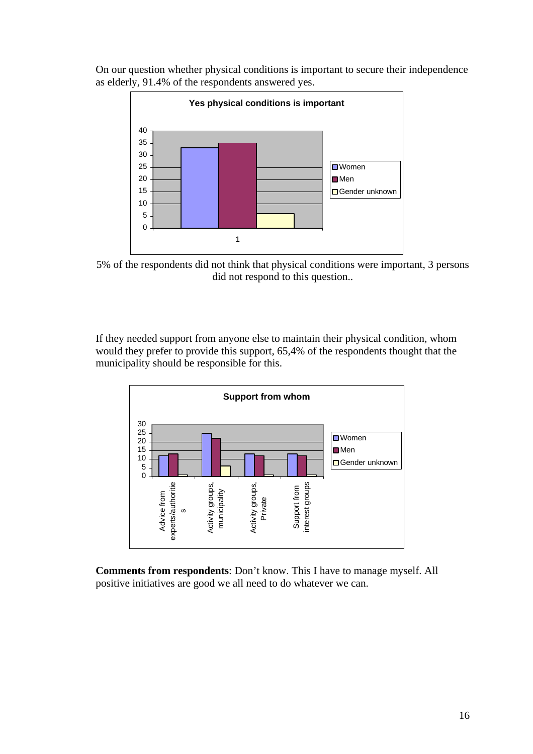On our question whether physical conditions is important to secure their independence as elderly, 91.4% of the respondents answered yes.

5% of the respondents did not think that physical conditions were important, 3 persons did not respond to this question..

If they needed support from anyone else to maintain their physical condition, whom would they prefer to provide this support, 65,4% of the respondents thought that the municipality should be responsible for this.

**Comments from respondents**: Don't know. This I have to manage myself. All positive initiatives are good we all need to do whatever we can.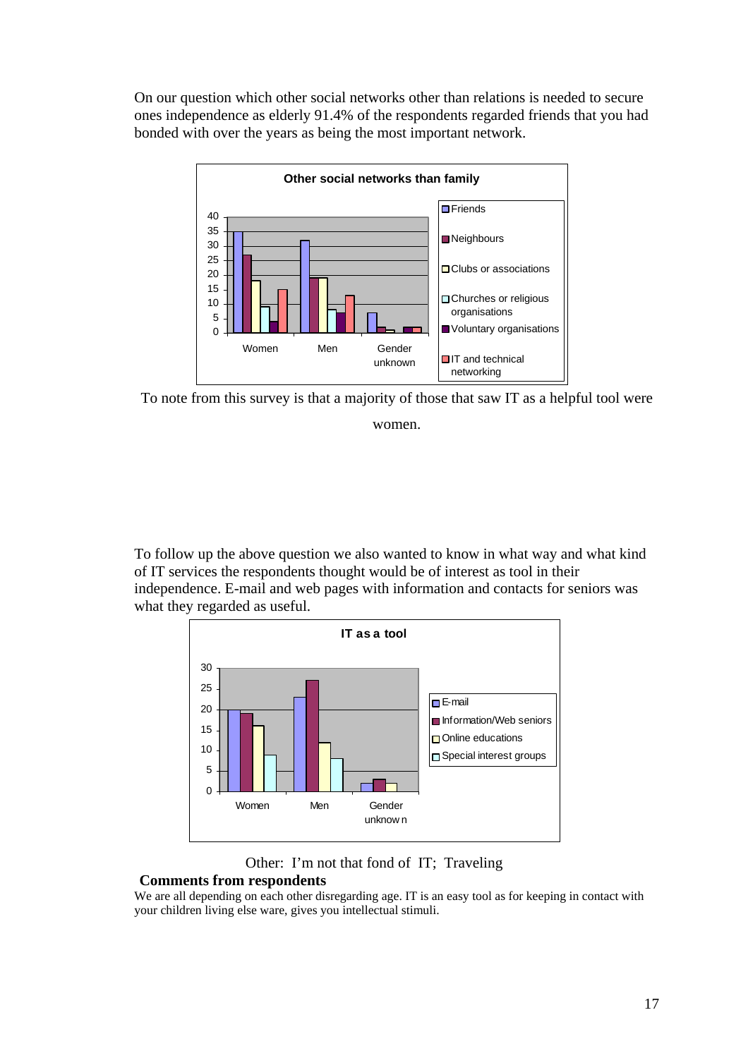On our question which other social networks other than relations is needed to secure ones independence as elderly 91.4% of the respondents regarded friends that you had bonded with over the years as being the most important network.

To note from this survey is that a majority of those that saw IT as a helpful tool were women.

To follow up the above question we also wanted to know in what way and what kind of IT services the respondents thought would be of interest as tool in their independence. E-mail and web pages with information and contacts for seniors was what they regarded as useful.

Other: I'm not that fond of IT; Traveling

**Comments from respondents**

We are all depending on each other disregarding age. IT is an easy tool as for keeping in contact with your children living else ware, gives you intellectual stimuli.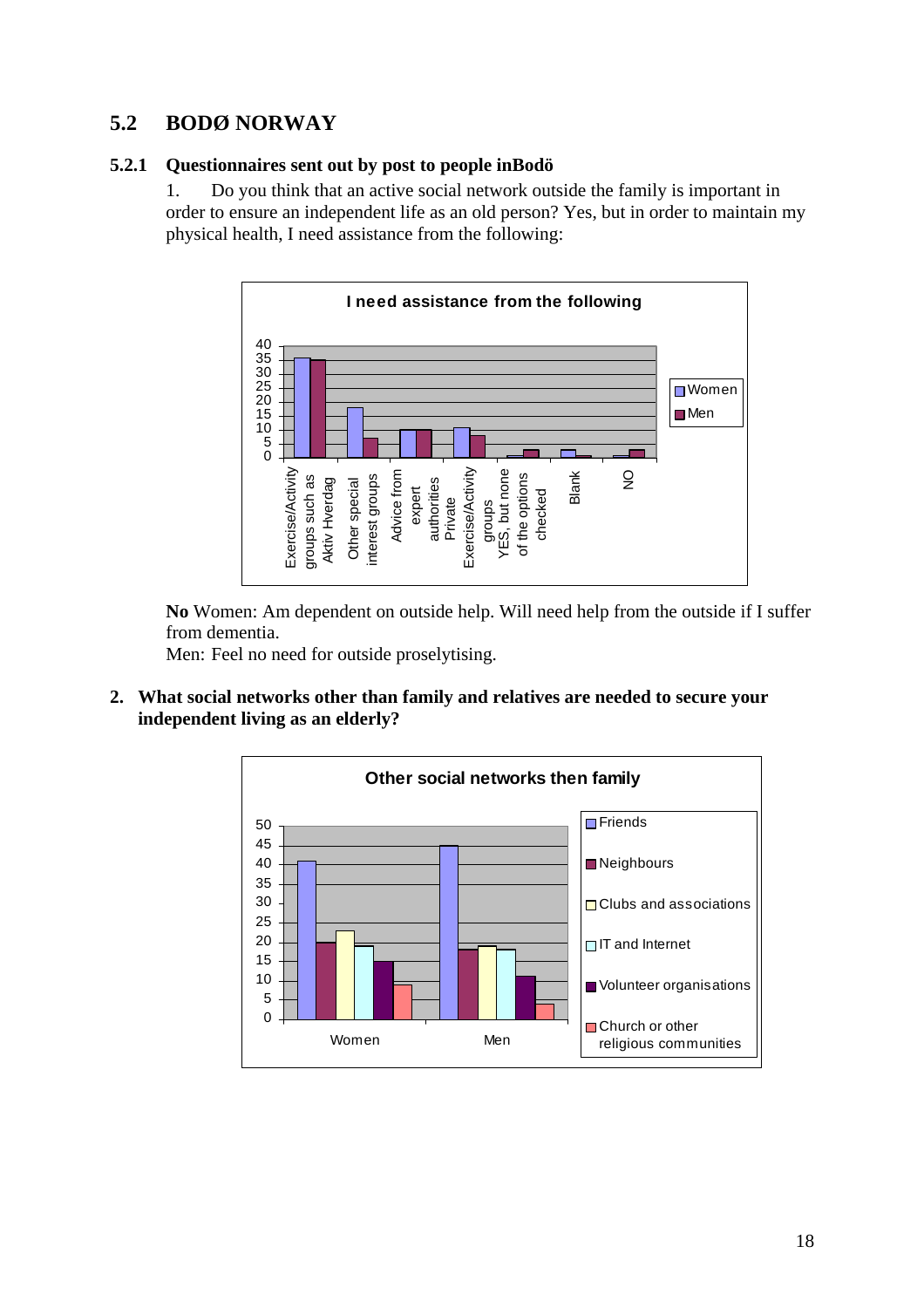## 5.2 BODØ NORWAY

### 5.2.1 Questionnaires sent out by post to people inBodö

1. Do you think that an active social network outside the family is important in order to ensure an independent life as an old person? Yes, but in order to maintain my physical health, I need assistance from the following:

**I need assistance from the following**

| | Women | Men |
|---|---|---|
| Exercise/Activity groups such as Aktiv Hverdag | 36 | 35 |
| Other special interest groups | 18 | 7 |
| Advice from expert authorities | 10 | 10 |
| Private Exercise/Activity groups | 11 | 8 |
| YES, but none of the options checked | 1 | 3 |
| Blank | 3 | 1 |
| NO | 1 | 3 |

**No** Women: Am dependent on outside help. Will need help from the outside if I suffer from dementia.
Men: Feel no need for outside proselytising.

**2. What social networks other than family and relatives are needed to secure your independent living as an elderly?**

**Other social networks then family**

| | Women | Men |
|---|---|---|
| Friends | 41 | 45 |
| Neighbours | 20 | 18 |
| Clubs and associations | 23 | 19 |
| IT and Internet | 19 | 18 |
| Volunteer organisations | 15 | 11 |
| Church or other religious communities | 9 | 4 |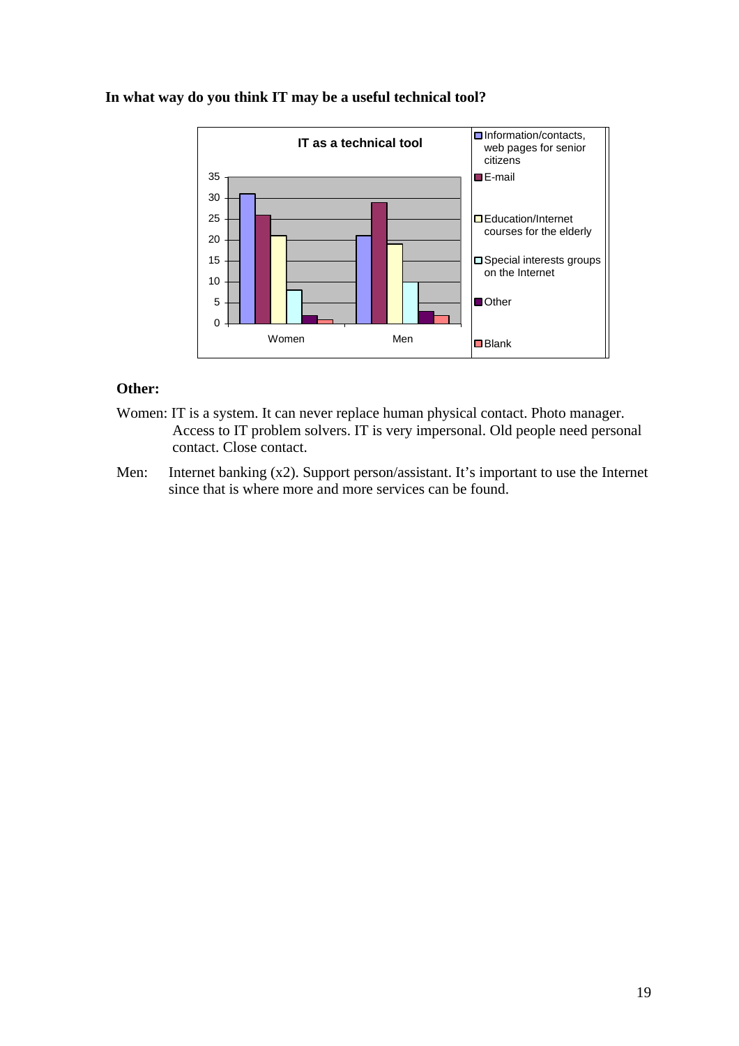**In what way do you think IT may be a useful technical tool?**

**IT as a technical tool**

| | Information/contacts, web pages for senior citizens | E-mail | Education/Internet courses for the elderly | Special interests groups on the Internet | Other | Blank |
|---|---|---|---|---|---|---|
| Women | 31 | 26 | 21 | 8 | 2 | 1 |
| Men | 21 | 29 | 19 | 10 | 3 | 2 |

**Other:**

Women: IT is a system. It can never replace human physical contact. Photo manager. Access to IT problem solvers. IT is very impersonal. Old people need personal contact. Close contact.

Men: Internet banking (x2). Support person/assistant. It's important to use the Internet since that is where more and more services can be found.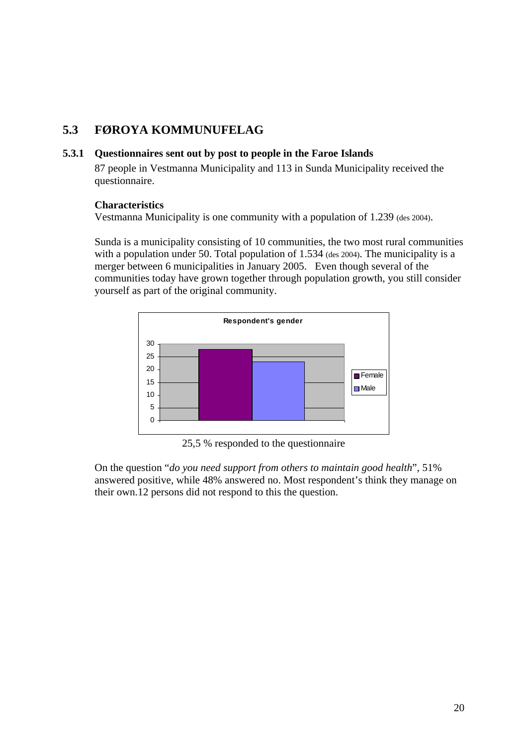## 5.3 FØROYA KOMMUNUFELAG

### 5.3.1 Questionnaires sent out by post to people in the Faroe Islands

87 people in Vestmanna Municipality and 113 in Sunda Municipality received the questionnaire.

**Characteristics**

Vestmanna Municipality is one community with a population of 1.239 (des 2004).

Sunda is a municipality consisting of 10 communities, the two most rural communities with a population under 50. Total population of 1.534 (des 2004). The municipality is a merger between 6 municipalities in January 2005. Even though several of the communities today have grown together through population growth, you still consider yourself as part of the original community.

**Respondent's gender**

| Gender | Respondents (approx.) |
|---|---|
| Female | 28 |
| Male | 23 |

25,5 % responded to the questionnaire

On the question "*do you need support from others to maintain good health*", 51% answered positive, while 48% answered no. Most respondent's think they manage on their own.12 persons did not respond to this the question.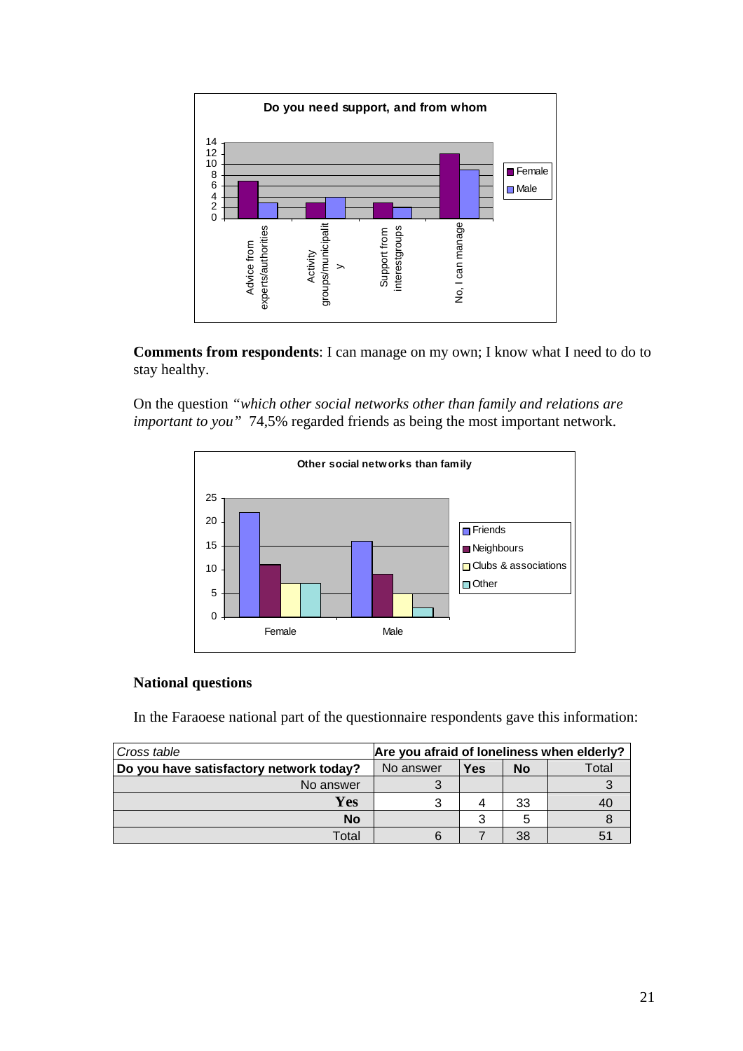Comments from respondents: I can manage on my own; I know what I need to do to stay healthy.

On the question *"which other social networks other than family and relations are important to you"* 74,5% regarded friends as being the most important network.

**National questions**

In the Faraoese national part of the questionnaire respondents gave this information:

| *Cross table* | **Are you afraid of loneliness when elderly?** | | | |
|---|---|---|---|---|
| **Do you have satisfactory network today?** | No answer | **Yes** | **No** | Total |
| No answer | 3 | | | 3 |
| **Yes** | 3 | 4 | 33 | 40 |
| **No** | | 3 | 5 | 8 |
| Total | 6 | 7 | 38 | 51 |

**Comments from respondents**: I can manage on my own; I know what I need to do to stay healthy.

On the question *"which other social networks other than family and relations are important to you"* 74,5% regarded friends as being the most important network.

**National questions**

In the Faraoese national part of the questionnaire respondents gave this information:

| *Cross table* | **Are you afraid of loneliness when elderly?** | | | |
|---|---|---|---|---|
| **Do you have satisfactory network today?** | No answer | **Yes** | **No** | Total |
| No answer | 3 | | | 3 |
| **Yes** | 3 | 4 | 33 | 40 |
| **No** | | 3 | 5 | 8 |
| Total | 6 | 7 | 38 | 51 |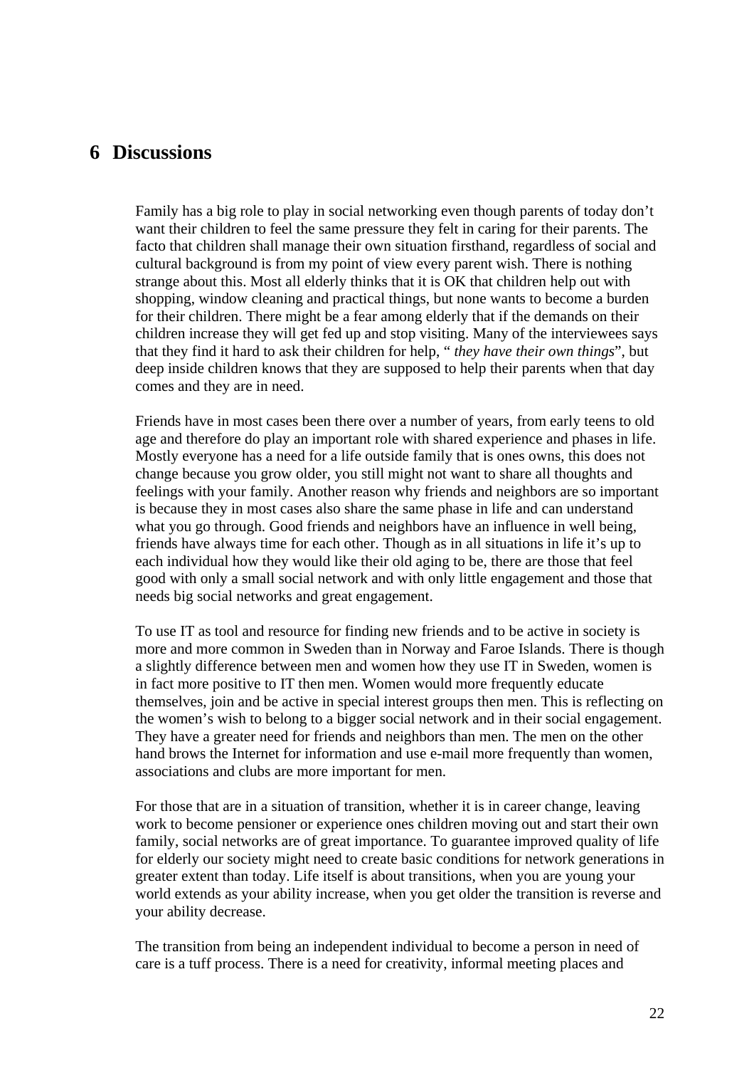# 6 Discussions

Family has a big role to play in social networking even though parents of today don't want their children to feel the same pressure they felt in caring for their parents. The facto that children shall manage their own situation firsthand, regardless of social and cultural background is from my point of view every parent wish. There is nothing strange about this. Most all elderly thinks that it is OK that children help out with shopping, window cleaning and practical things, but none wants to become a burden for their children. There might be a fear among elderly that if the demands on their children increase they will get fed up and stop visiting. Many of the interviewees says that they find it hard to ask their children for help, " *they have their own things*", but deep inside children knows that they are supposed to help their parents when that day comes and they are in need.

Friends have in most cases been there over a number of years, from early teens to old age and therefore do play an important role with shared experience and phases in life. Mostly everyone has a need for a life outside family that is ones owns, this does not change because you grow older, you still might not want to share all thoughts and feelings with your family. Another reason why friends and neighbors are so important is because they in most cases also share the same phase in life and can understand what you go through. Good friends and neighbors have an influence in well being, friends have always time for each other. Though as in all situations in life it's up to each individual how they would like their old aging to be, there are those that feel good with only a small social network and with only little engagement and those that needs big social networks and great engagement.

To use IT as tool and resource for finding new friends and to be active in society is more and more common in Sweden than in Norway and Faroe Islands. There is though a slightly difference between men and women how they use IT in Sweden, women is in fact more positive to IT then men. Women would more frequently educate themselves, join and be active in special interest groups then men. This is reflecting on the women's wish to belong to a bigger social network and in their social engagement. They have a greater need for friends and neighbors than men. The men on the other hand brows the Internet for information and use e-mail more frequently than women, associations and clubs are more important for men.

For those that are in a situation of transition, whether it is in career change, leaving work to become pensioner or experience ones children moving out and start their own family, social networks are of great importance. To guarantee improved quality of life for elderly our society might need to create basic conditions for network generations in greater extent than today. Life itself is about transitions, when you are young your world extends as your ability increase, when you get older the transition is reverse and your ability decrease.

The transition from being an independent individual to become a person in need of care is a tuff process. There is a need for creativity, informal meeting places and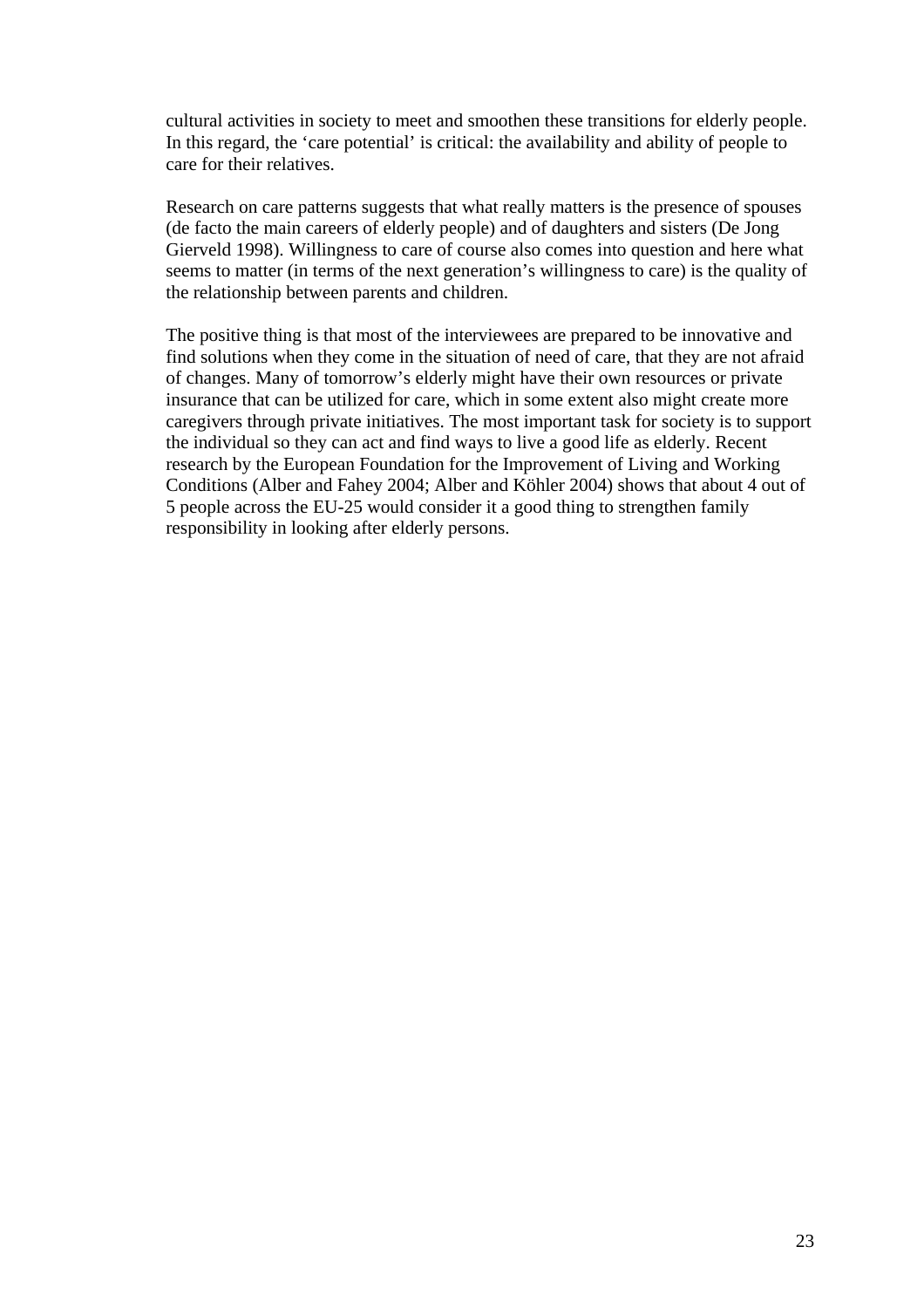cultural activities in society to meet and smoothen these transitions for elderly people. In this regard, the 'care potential' is critical: the availability and ability of people to care for their relatives.

Research on care patterns suggests that what really matters is the presence of spouses (de facto the main careers of elderly people) and of daughters and sisters (De Jong Gierveld 1998). Willingness to care of course also comes into question and here what seems to matter (in terms of the next generation's willingness to care) is the quality of the relationship between parents and children.

The positive thing is that most of the interviewees are prepared to be innovative and find solutions when they come in the situation of need of care, that they are not afraid of changes. Many of tomorrow's elderly might have their own resources or private insurance that can be utilized for care, which in some extent also might create more caregivers through private initiatives. The most important task for society is to support the individual so they can act and find ways to live a good life as elderly. Recent research by the European Foundation for the Improvement of Living and Working Conditions (Alber and Fahey 2004; Alber and Köhler 2004) shows that about 4 out of 5 people across the EU-25 would consider it a good thing to strengthen family responsibility in looking after elderly persons.